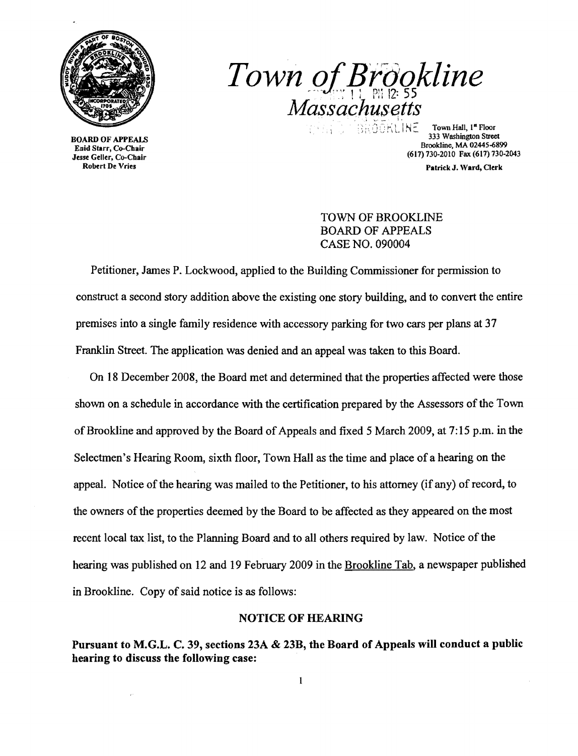# Town of Brookline
## Massachusetts

**BOARD OF APPEALS**
Enid Starr, Co-Chair
Jesse Geller, Co-Chair
Robert De Vries

Town Hall, 1st Floor
333 Washington Street
Brookline, MA 02445-6899
(617) 730-2010 Fax (617) 730-2043

**Patrick J. Ward, Clerk**

TOWN OF BROOKLINE
BOARD OF APPEALS
CASE NO. 090004

Petitioner, James P. Lockwood, applied to the Building Commissioner for permission to construct a second story addition above the existing one story building, and to convert the entire premises into a single family residence with accessory parking for two cars per plans at 37 Franklin Street. The application was denied and an appeal was taken to this Board.

On 18 December 2008, the Board met and determined that the properties affected were those shown on a schedule in accordance with the certification prepared by the Assessors of the Town of Brookline and approved by the Board of Appeals and fixed 5 March 2009, at 7:15 p.m. in the Selectmen's Hearing Room, sixth floor, Town Hall as the time and place of a hearing on the appeal. Notice of the hearing was mailed to the Petitioner, to his attorney (if any) of record, to the owners of the properties deemed by the Board to be affected as they appeared on the most recent local tax list, to the Planning Board and to all others required by law. Notice of the hearing was published on 12 and 19 February 2009 in the Brookline Tab, a newspaper published in Brookline. Copy of said notice is as follows:

**NOTICE OF HEARING**

**Pursuant to M.G.L. C. 39, sections 23A & 23B, the Board of Appeals will conduct a public hearing to discuss the following case:**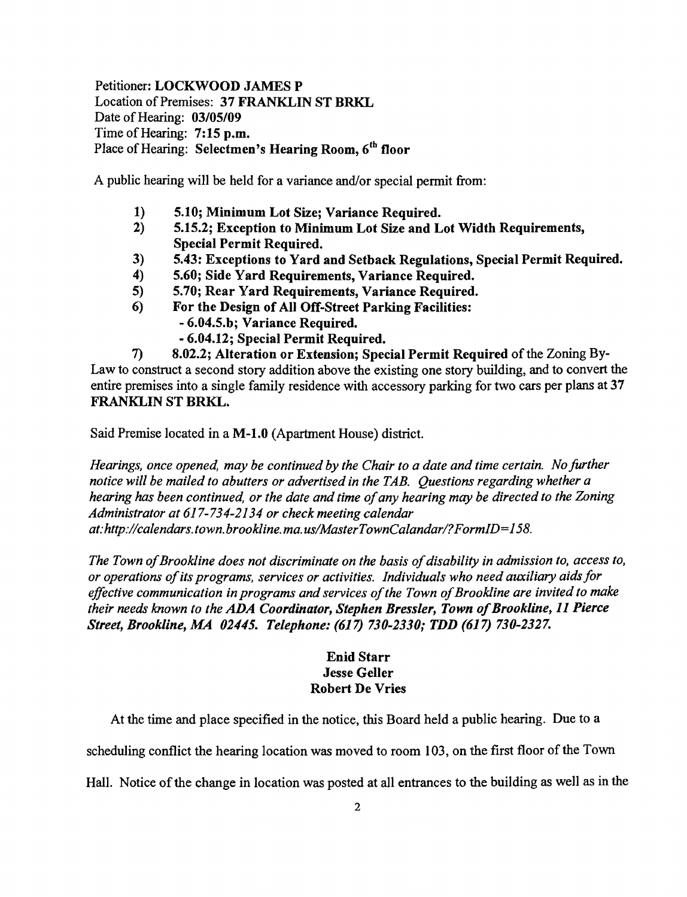Petitioner: **LOCKWOOD JAMES P**
Location of Premises: **37 FRANKLIN ST BRKL**
Date of Hearing: **03/05/09**
Time of Hearing: **7:15 p.m.**
Place of Hearing: **Selectmen's Hearing Room, 6th floor**

A public hearing will be held for a variance and/or special permit from:

1) **5.10; Minimum Lot Size; Variance Required.**
2) **5.15.2; Exception to Minimum Lot Size and Lot Width Requirements, Special Permit Required.**
3) **5.43: Exceptions to Yard and Setback Regulations, Special Permit Required.**
4) **5.60; Side Yard Requirements, Variance Required.**
5) **5.70; Rear Yard Requirements, Variance Required.**
6) **For the Design of All Off-Street Parking Facilities:**
   - **6.04.5.b; Variance Required.**
   - **6.04.12; Special Permit Required.**
7) **8.02.2; Alteration or Extension; Special Permit Required** of the Zoning By-Law to construct a second story addition above the existing one story building, and to convert the entire premises into a single family residence with accessory parking for two cars per plans at **37 FRANKLIN ST BRKL.**

Said Premise located in a **M-1.0** (Apartment House) district.

*Hearings, once opened, may be continued by the Chair to a date and time certain. No further notice will be mailed to abutters or advertised in the TAB. Questions regarding whether a hearing has been continued, or the date and time of any hearing may be directed to the Zoning Administrator at 617-734-2134 or check meeting calendar at:http://calendars.town.brookline.ma.us/MasterTownCalandar/?FormID=158.*

*The Town of Brookline does not discriminate on the basis of disability in admission to, access to, or operations of its programs, services or activities. Individuals who need auxiliary aids for effective communication in programs and services of the Town of Brookline are invited to make their needs known to the **ADA Coordinator, Stephen Bressler, Town of Brookline, 11 Pierce Street, Brookline, MA 02445. Telephone: (617) 730-2330; TDD (617) 730-2327.***

**Enid Starr**
**Jesse Geller**
**Robert De Vries**

At the time and place specified in the notice, this Board held a public hearing. Due to a scheduling conflict the hearing location was moved to room 103, on the first floor of the Town Hall. Notice of the change in location was posted at all entrances to the building as well as in the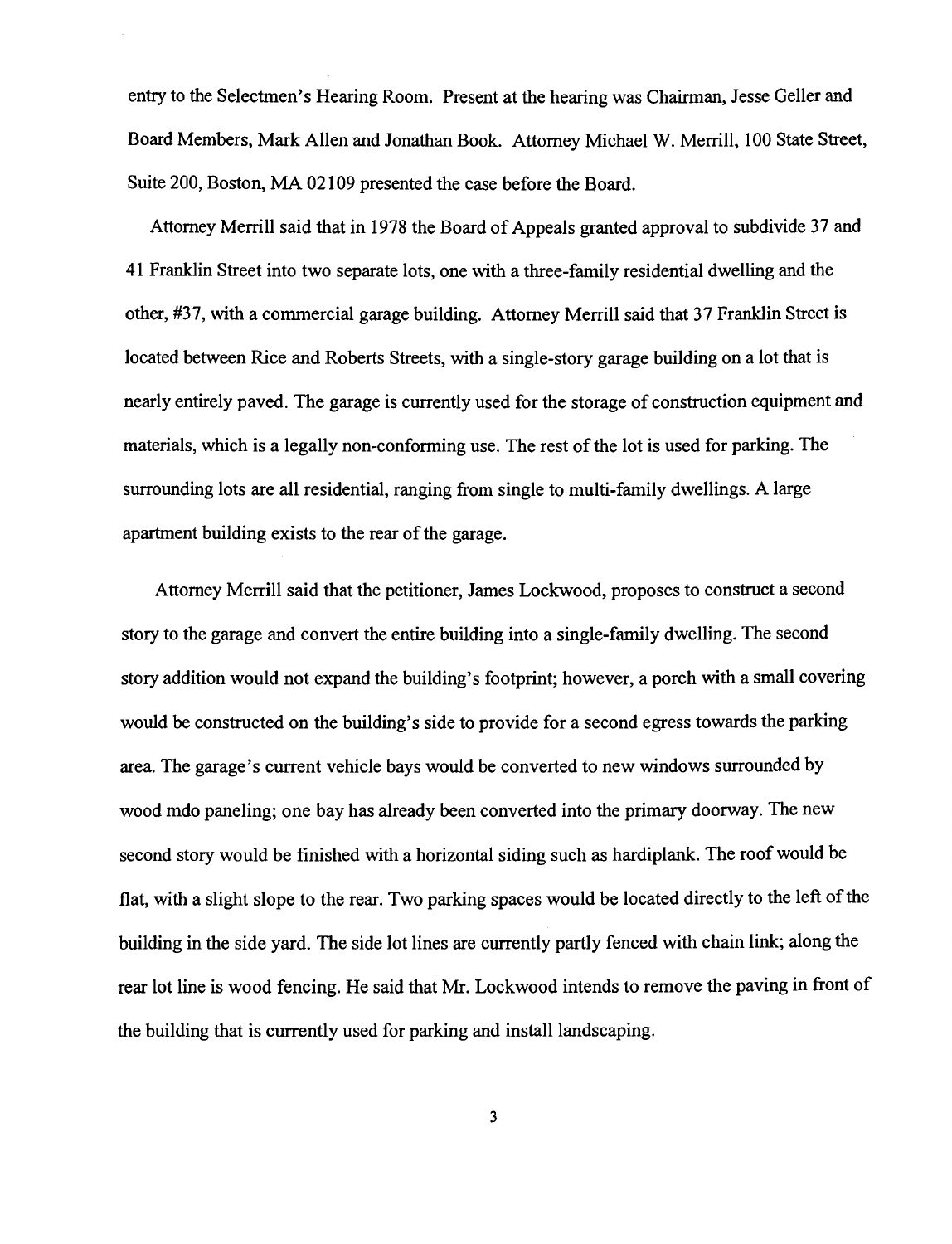entry to the Selectmen's Hearing Room. Present at the hearing was Chairman, Jesse Geller and Board Members, Mark Allen and Jonathan Book. Attorney Michael W. Merrill, 100 State Street, Suite 200, Boston, MA 02109 presented the case before the Board.

Attorney Merrill said that in 1978 the Board of Appeals granted approval to subdivide 37 and 41 Franklin Street into two separate lots, one with a three-family residential dwelling and the other, #37, with a commercial garage building. Attorney Merrill said that 37 Franklin Street is located between Rice and Roberts Streets, with a single-story garage building on a lot that is nearly entirely paved. The garage is currently used for the storage of construction equipment and materials, which is a legally non-conforming use. The rest of the lot is used for parking. The surrounding lots are all residential, ranging from single to multi-family dwellings. A large apartment building exists to the rear of the garage.

Attorney Merrill said that the petitioner, James Lockwood, proposes to construct a second story to the garage and convert the entire building into a single-family dwelling. The second story addition would not expand the building's footprint; however, a porch with a small covering would be constructed on the building's side to provide for a second egress towards the parking area. The garage's current vehicle bays would be converted to new windows surrounded by wood mdo paneling; one bay has already been converted into the primary doorway. The new second story would be finished with a horizontal siding such as hardiplank. The roof would be flat, with a slight slope to the rear. Two parking spaces would be located directly to the left of the building in the side yard. The side lot lines are currently partly fenced with chain link; along the rear lot line is wood fencing. He said that Mr. Lockwood intends to remove the paving in front of the building that is currently used for parking and install landscaping.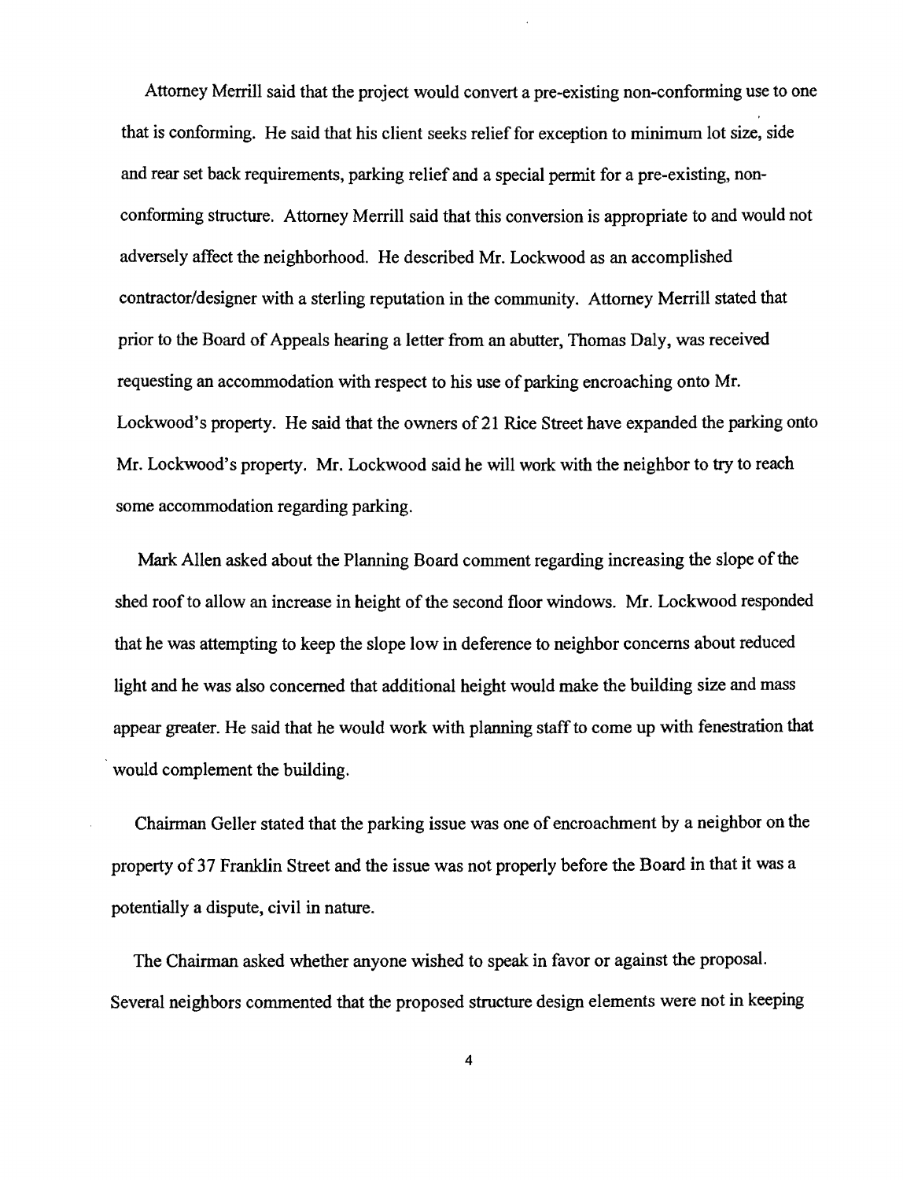Attorney Merrill said that the project would convert a pre-existing non-conforming use to one that is conforming. He said that his client seeks relief for exception to minimum lot size, side and rear set back requirements, parking relief and a special permit for a pre-existing, non-conforming structure. Attorney Merrill said that this conversion is appropriate to and would not adversely affect the neighborhood. He described Mr. Lockwood as an accomplished contractor/designer with a sterling reputation in the community. Attorney Merrill stated that prior to the Board of Appeals hearing a letter from an abutter, Thomas Daly, was received requesting an accommodation with respect to his use of parking encroaching onto Mr. Lockwood's property. He said that the owners of 21 Rice Street have expanded the parking onto Mr. Lockwood's property. Mr. Lockwood said he will work with the neighbor to try to reach some accommodation regarding parking.

Mark Allen asked about the Planning Board comment regarding increasing the slope of the shed roof to allow an increase in height of the second floor windows. Mr. Lockwood responded that he was attempting to keep the slope low in deference to neighbor concerns about reduced light and he was also concerned that additional height would make the building size and mass appear greater. He said that he would work with planning staff to come up with fenestration that would complement the building.

Chairman Geller stated that the parking issue was one of encroachment by a neighbor on the property of 37 Franklin Street and the issue was not properly before the Board in that it was a potentially a dispute, civil in nature.

The Chairman asked whether anyone wished to speak in favor or against the proposal. Several neighbors commented that the proposed structure design elements were not in keeping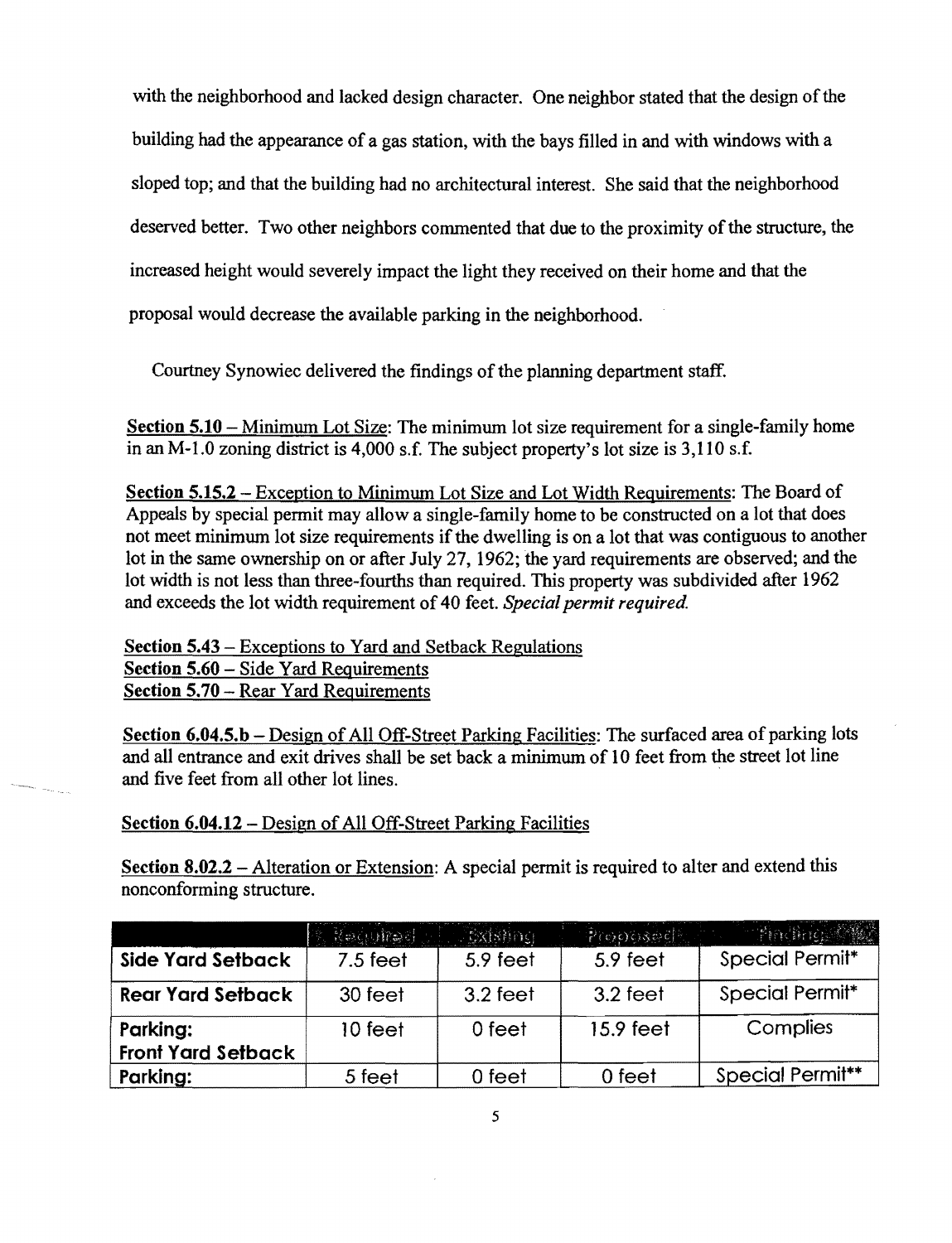with the neighborhood and lacked design character. One neighbor stated that the design of the building had the appearance of a gas station, with the bays filled in and with windows with a sloped top; and that the building had no architectural interest. She said that the neighborhood deserved better. Two other neighbors commented that due to the proximity of the structure, the increased height would severely impact the light they received on their home and that the proposal would decrease the available parking in the neighborhood.

Courtney Synowiec delivered the findings of the planning department staff.

**Section 5.10** – Minimum Lot Size: The minimum lot size requirement for a single-family home in an M-1.0 zoning district is 4,000 s.f. The subject property's lot size is 3,110 s.f.

**Section 5.15.2** – Exception to Minimum Lot Size and Lot Width Requirements: The Board of Appeals by special permit may allow a single-family home to be constructed on a lot that does not meet minimum lot size requirements if the dwelling is on a lot that was contiguous to another lot in the same ownership on or after July 27, 1962; the yard requirements are observed; and the lot width is not less than three-fourths than required. This property was subdivided after 1962 and exceeds the lot width requirement of 40 feet. *Special permit required.*

**Section 5.43** – Exceptions to Yard and Setback Regulations
**Section 5.60** – Side Yard Requirements
**Section 5.70** – Rear Yard Requirements

**Section 6.04.5.b** – Design of All Off-Street Parking Facilities: The surfaced area of parking lots and all entrance and exit drives shall be set back a minimum of 10 feet from the street lot line and five feet from all other lot lines.

**Section 6.04.12** – Design of All Off-Street Parking Facilities

**Section 8.02.2** – Alteration or Extension: A special permit is required to alter and extend this nonconforming structure.

| | Required | Existing | Proposed | Finding |
|---|---|---|---|---|
| **Side Yard Setback** | 7.5 feet | 5.9 feet | 5.9 feet | Special Permit* |
| **Rear Yard Setback** | 30 feet | 3.2 feet | 3.2 feet | Special Permit* |
| **Parking: Front Yard Setback** | 10 feet | 0 feet | 15.9 feet | Complies |
| **Parking:** | 5 feet | 0 feet | 0 feet | Special Permit** |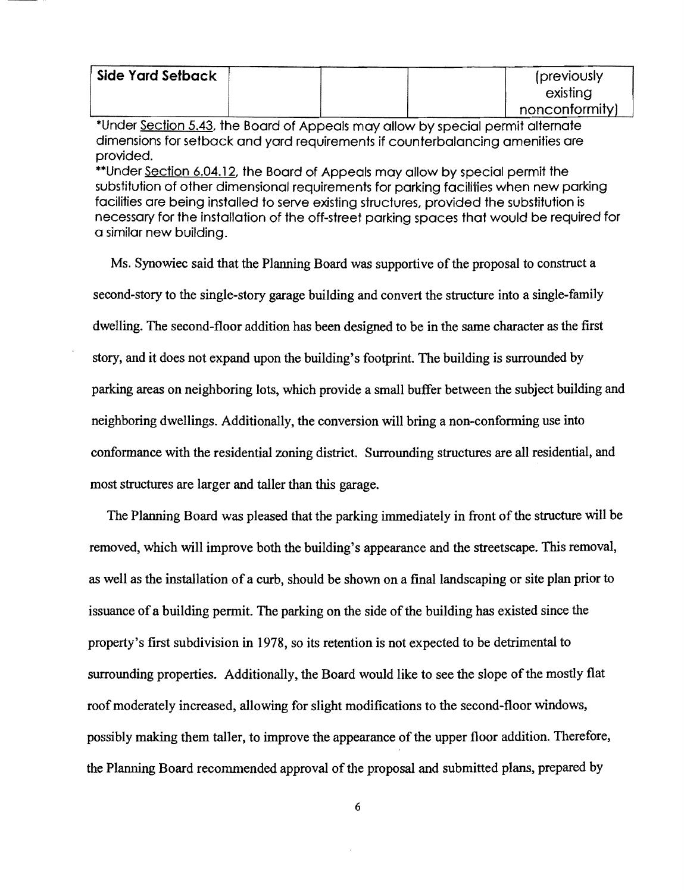| Side Yard Setback | | | | (previously existing nonconformity) |
|---|---|---|---|---|

*Under Section 5.43, the Board of Appeals may allow by special permit alternate dimensions for setback and yard requirements if counterbalancing amenities are provided.

**Under Section 6.04.12, the Board of Appeals may allow by special permit the substitution of other dimensional requirements for parking facilities when new parking facilities are being installed to serve existing structures, provided the substitution is necessary for the installation of the off-street parking spaces that would be required for a similar new building.

Ms. Synowiec said that the Planning Board was supportive of the proposal to construct a second-story to the single-story garage building and convert the structure into a single-family dwelling. The second-floor addition has been designed to be in the same character as the first story, and it does not expand upon the building's footprint. The building is surrounded by parking areas on neighboring lots, which provide a small buffer between the subject building and neighboring dwellings. Additionally, the conversion will bring a non-conforming use into conformance with the residential zoning district. Surrounding structures are all residential, and most structures are larger and taller than this garage.

The Planning Board was pleased that the parking immediately in front of the structure will be removed, which will improve both the building's appearance and the streetscape. This removal, as well as the installation of a curb, should be shown on a final landscaping or site plan prior to issuance of a building permit. The parking on the side of the building has existed since the property's first subdivision in 1978, so its retention is not expected to be detrimental to surrounding properties. Additionally, the Board would like to see the slope of the mostly flat roof moderately increased, allowing for slight modifications to the second-floor windows, possibly making them taller, to improve the appearance of the upper floor addition. Therefore, the Planning Board recommended approval of the proposal and submitted plans, prepared by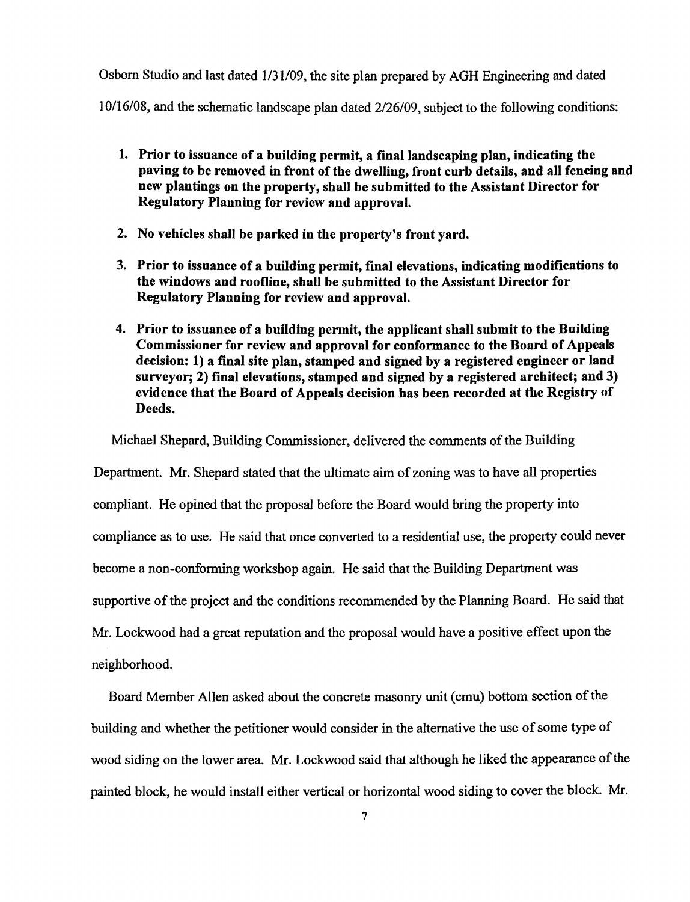Osborn Studio and last dated 1/31/09, the site plan prepared by AGH Engineering and dated 10/16/08, and the schematic landscape plan dated 2/26/09, subject to the following conditions:

1. **Prior to issuance of a building permit, a final landscaping plan, indicating the paving to be removed in front of the dwelling, front curb details, and all fencing and new plantings on the property, shall be submitted to the Assistant Director for Regulatory Planning for review and approval.**

2. **No vehicles shall be parked in the property's front yard.**

3. **Prior to issuance of a building permit, final elevations, indicating modifications to the windows and roofline, shall be submitted to the Assistant Director for Regulatory Planning for review and approval.**

4. **Prior to issuance of a building permit, the applicant shall submit to the Building Commissioner for review and approval for conformance to the Board of Appeals decision: 1) a final site plan, stamped and signed by a registered engineer or land surveyor; 2) final elevations, stamped and signed by a registered architect; and 3) evidence that the Board of Appeals decision has been recorded at the Registry of Deeds.**

Michael Shepard, Building Commissioner, delivered the comments of the Building Department. Mr. Shepard stated that the ultimate aim of zoning was to have all properties compliant. He opined that the proposal before the Board would bring the property into compliance as to use. He said that once converted to a residential use, the property could never become a non-conforming workshop again. He said that the Building Department was supportive of the project and the conditions recommended by the Planning Board. He said that Mr. Lockwood had a great reputation and the proposal would have a positive effect upon the neighborhood.

Board Member Allen asked about the concrete masonry unit (cmu) bottom section of the building and whether the petitioner would consider in the alternative the use of some type of wood siding on the lower area. Mr. Lockwood said that although he liked the appearance of the painted block, he would install either vertical or horizontal wood siding to cover the block. Mr.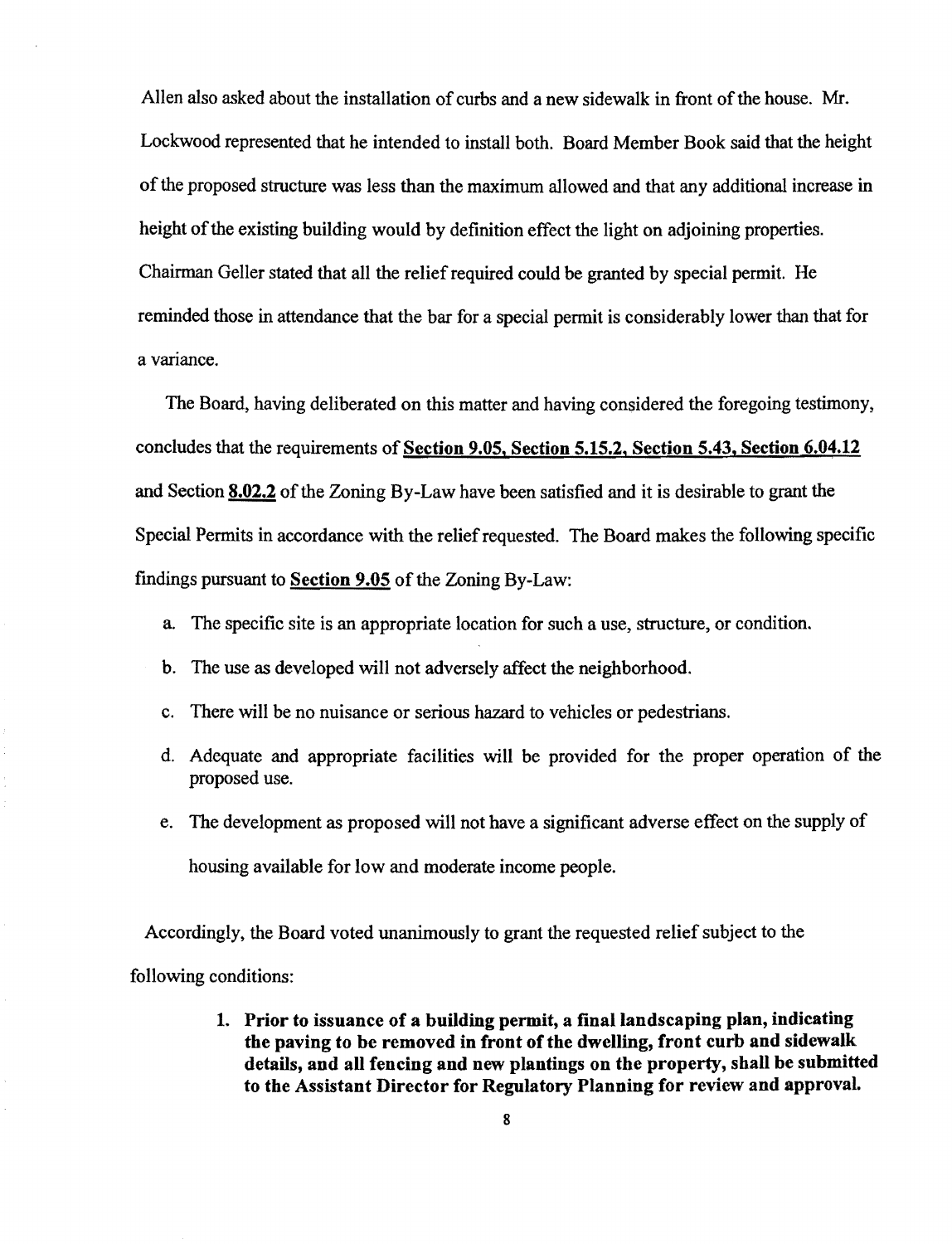Allen also asked about the installation of curbs and a new sidewalk in front of the house. Mr. Lockwood represented that he intended to install both. Board Member Book said that the height of the proposed structure was less than the maximum allowed and that any additional increase in height of the existing building would by definition effect the light on adjoining properties. Chairman Geller stated that all the relief required could be granted by special permit. He reminded those in attendance that the bar for a special permit is considerably lower than that for a variance.

The Board, having deliberated on this matter and having considered the foregoing testimony, concludes that the requirements of **Section 9.05, Section 5.15.2, Section 5.43, Section 6.04.12** and Section **8.02.2** of the Zoning By-Law have been satisfied and it is desirable to grant the Special Permits in accordance with the relief requested. The Board makes the following specific findings pursuant to **Section 9.05** of the Zoning By-Law:

a. The specific site is an appropriate location for such a use, structure, or condition.

b. The use as developed will not adversely affect the neighborhood.

c. There will be no nuisance or serious hazard to vehicles or pedestrians.

d. Adequate and appropriate facilities will be provided for the proper operation of the proposed use.

e. The development as proposed will not have a significant adverse effect on the supply of housing available for low and moderate income people.

Accordingly, the Board voted unanimously to grant the requested relief subject to the following conditions:

1. **Prior to issuance of a building permit, a final landscaping plan, indicating the paving to be removed in front of the dwelling, front curb and sidewalk details, and all fencing and new plantings on the property, shall be submitted to the Assistant Director for Regulatory Planning for review and approval.**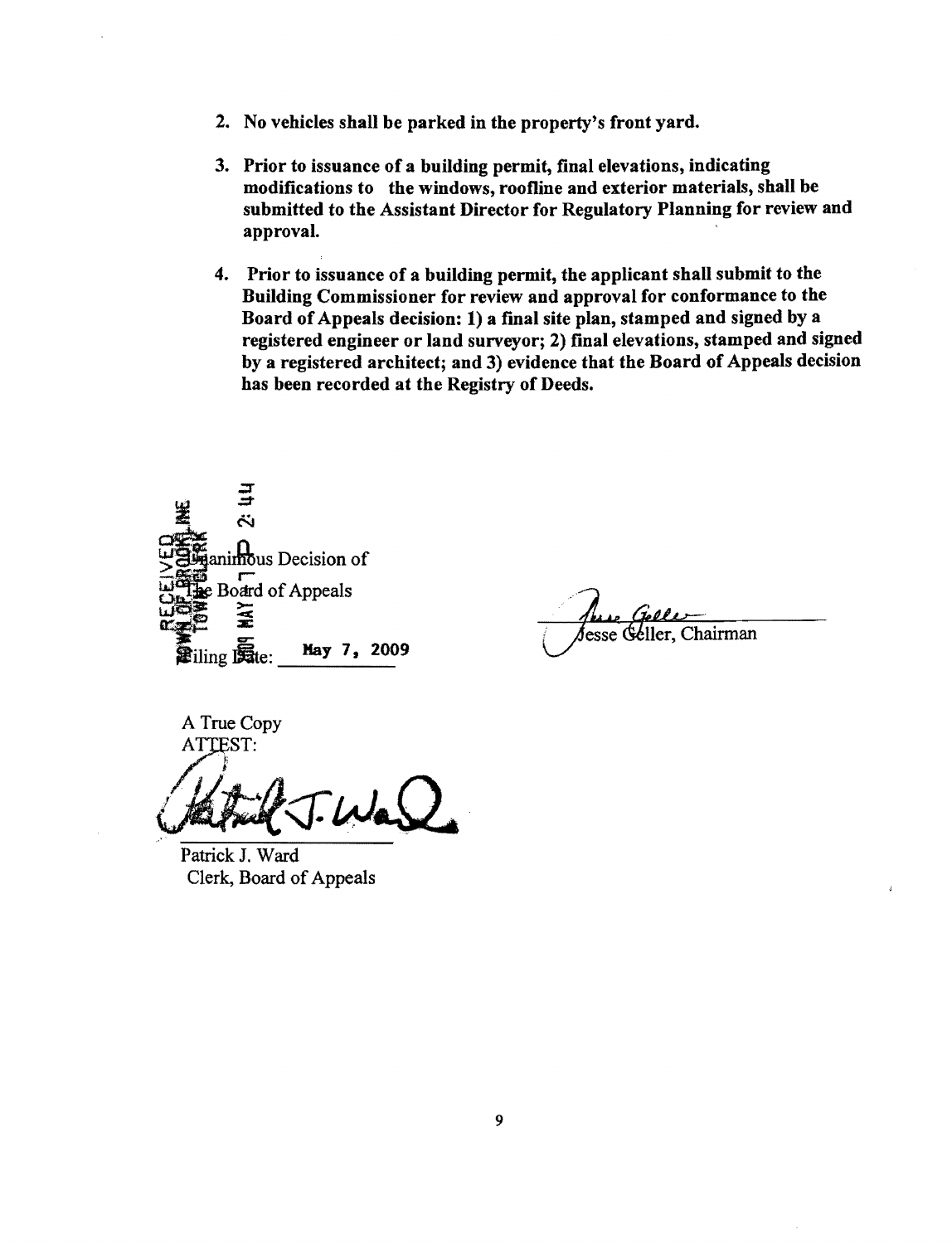2. **No vehicles shall be parked in the property's front yard.**

3. **Prior to issuance of a building permit, final elevations, indicating modifications to the windows, roofline and exterior materials, shall be submitted to the Assistant Director for Regulatory Planning for review and approval.**

4. **Prior to issuance of a building permit, the applicant shall submit to the Building Commissioner for review and approval for conformance to the Board of Appeals decision: 1) a final site plan, stamped and signed by a registered engineer or land surveyor; 2) final elevations, stamped and signed by a registered architect; and 3) evidence that the Board of Appeals decision has been recorded at the Registry of Deeds.**

RECEIVED
TOWN OF BROOKLINE
TOWN CLERK
2009 MAY 7 P 2: 44

Unanimous Decision of
The Board of Appeals

Filing Date: May 7, 2009

Jesse Geller, Chairman

A True Copy
ATTEST:

Patrick J. Ward
Clerk, Board of Appeals